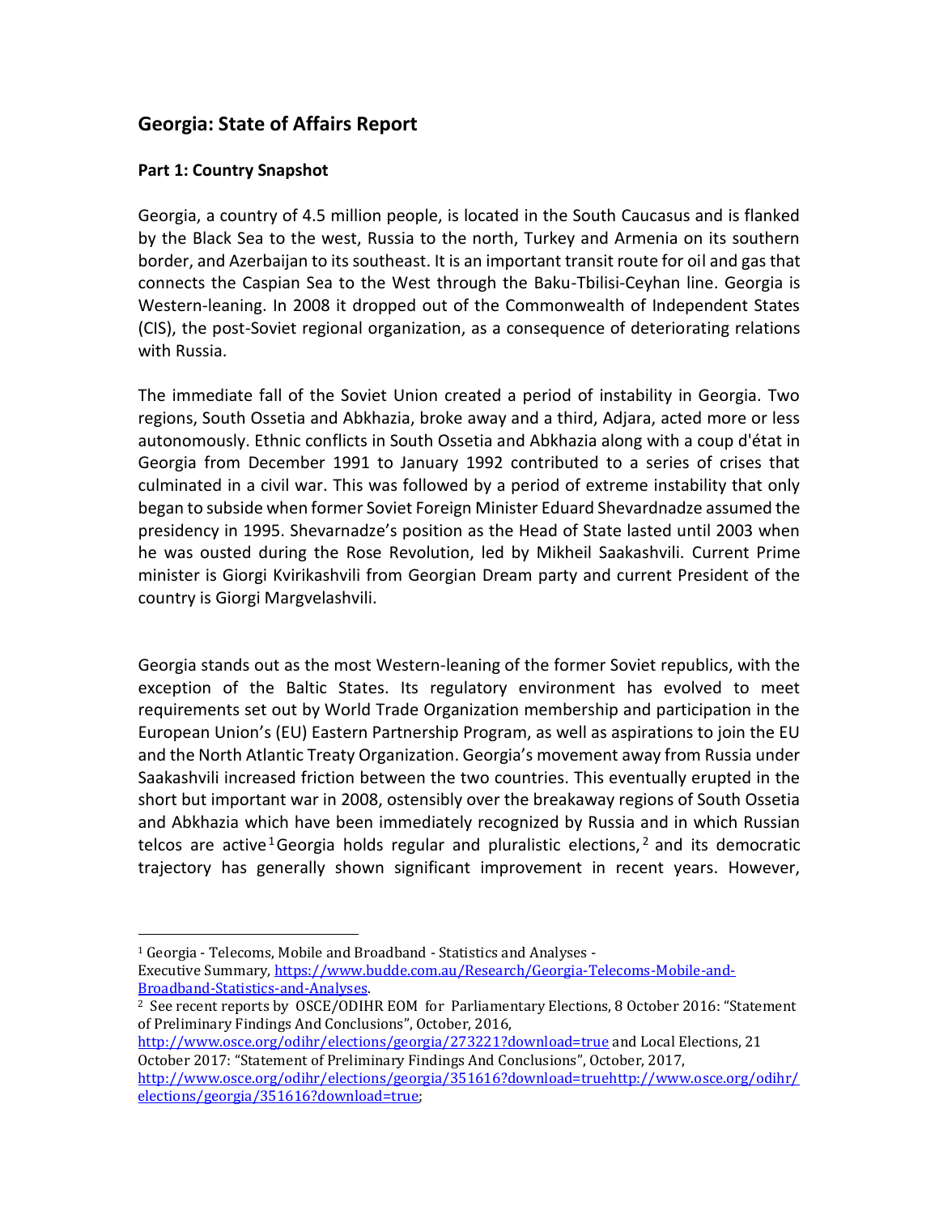## Georgia: State of Affairs Report

### Part 1: Country Snapshot

Georgia, a country of 4.5 million people, is located in the South Caucasus and is flanked by the Black Sea to the west, Russia to the north, Turkey and Armenia on its southern border, and Azerbaijan to its southeast. It is an important transit route for oil and gas that connects the Caspian Sea to the West through the Baku-Tbilisi-Ceyhan line. Georgia is Western-leaning. In 2008 it dropped out of the Commonwealth of Independent States (CIS), the post-Soviet regional organization, as a consequence of deteriorating relations with Russia.

The immediate fall of the Soviet Union created a period of instability in Georgia. Two regions, South Ossetia and Abkhazia, broke away and a third, Adjara, acted more or less autonomously. Ethnic conflicts in South Ossetia and Abkhazia along with a coup d'état in Georgia from December 1991 to January 1992 contributed to a series of crises that culminated in a civil war. This was followed by a period of extreme instability that only began to subside when former Soviet Foreign Minister Eduard Shevardnadze assumed the presidency in 1995. Shevarnadze's position as the Head of State lasted until 2003 when he was ousted during the Rose Revolution, led by Mikheil Saakashvili. Current Prime minister is Giorgi Kvirikashvili from Georgian Dream party and current President of the country is Giorgi Margvelashvili.

Georgia stands out as the most Western-leaning of the former Soviet republics, with the exception of the Baltic States. Its regulatory environment has evolved to meet requirements set out by World Trade Organization membership and participation in the European Union's (EU) Eastern Partnership Program, as well as aspirations to join the EU and the North Atlantic Treaty Organization. Georgia's movement away from Russia under Saakashvili increased friction between the two countries. This eventually erupted in the short but important war in 2008, ostensibly over the breakaway regions of South Ossetia and Abkhazia which have been immediately recognized by Russia and in which Russian telcos are active[1] Georgia holds regular and pluralistic elections,[2] and its democratic trajectory has generally shown significant improvement in recent years. However,

---

[1] Georgia - Telecoms, Mobile and Broadband - Statistics and Analyses - Executive Summary, https://www.budde.com.au/Research/Georgia-Telecoms-Mobile-and-Broadband-Statistics-and-Analyses.

[2] See recent reports by OSCE/ODIHR EOM for Parliamentary Elections, 8 October 2016: "Statement of Preliminary Findings And Conclusions", October, 2016, http://www.osce.org/odihr/elections/georgia/273221?download=true and Local Elections, 21 October 2017: "Statement of Preliminary Findings And Conclusions", October, 2017, http://www.osce.org/odihr/elections/georgia/351616?download=truehttp://www.osce.org/odihr/elections/georgia/351616?download=true;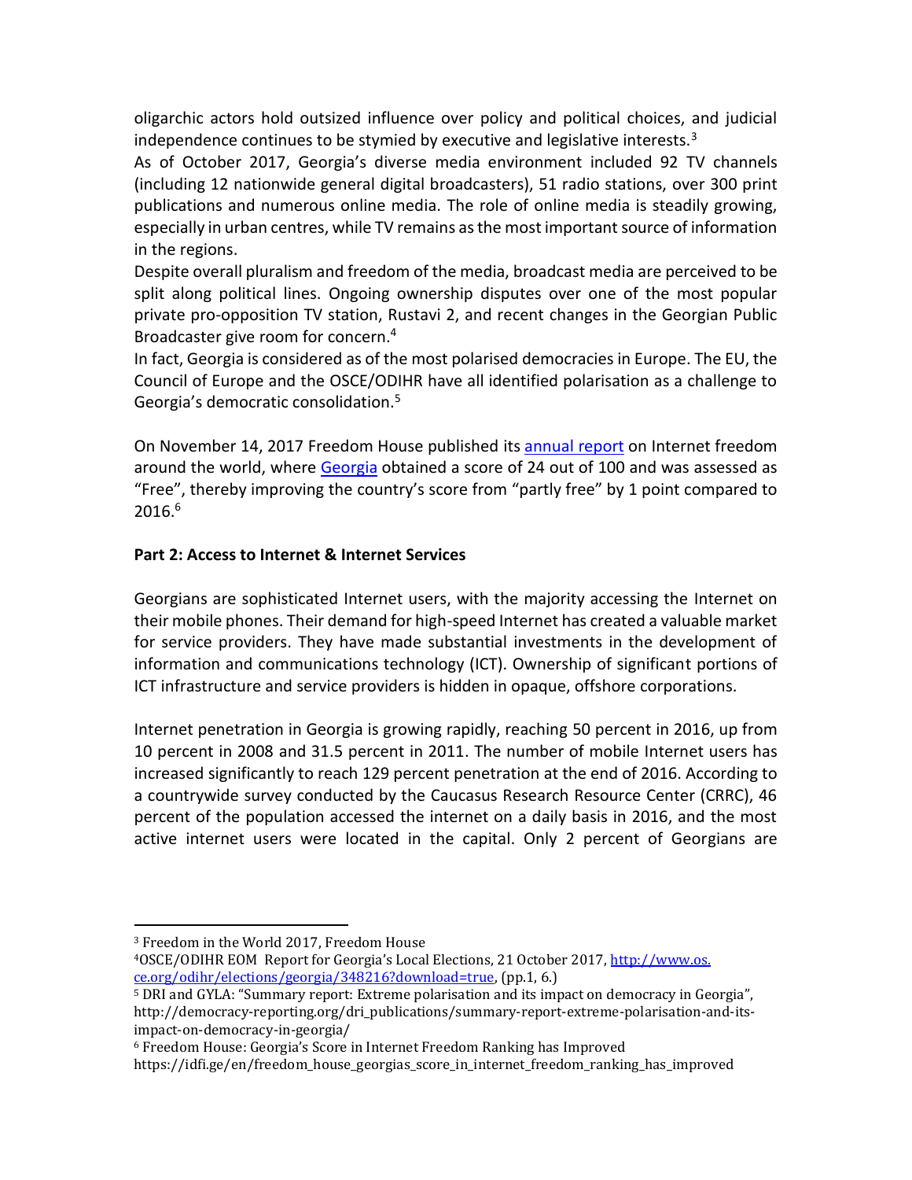oligarchic actors hold outsized influence over policy and political choices, and judicial independence continues to be stymied by executive and legislative interests.[3]

As of October 2017, Georgia's diverse media environment included 92 TV channels (including 12 nationwide general digital broadcasters), 51 radio stations, over 300 print publications and numerous online media. The role of online media is steadily growing, especially in urban centres, while TV remains as the most important source of information in the regions.

Despite overall pluralism and freedom of the media, broadcast media are perceived to be split along political lines. Ongoing ownership disputes over one of the most popular private pro-opposition TV station, Rustavi 2, and recent changes in the Georgian Public Broadcaster give room for concern.[4]

In fact, Georgia is considered as of the most polarised democracies in Europe. The EU, the Council of Europe and the OSCE/ODIHR have all identified polarisation as a challenge to Georgia's democratic consolidation.[5]

On November 14, 2017 Freedom House published its [annual report] on Internet freedom around the world, where [Georgia] obtained a score of 24 out of 100 and was assessed as "Free", thereby improving the country's score from "partly free" by 1 point compared to 2016.[6]

**Part 2: Access to Internet & Internet Services**

Georgians are sophisticated Internet users, with the majority accessing the Internet on their mobile phones. Their demand for high-speed Internet has created a valuable market for service providers. They have made substantial investments in the development of information and communications technology (ICT). Ownership of significant portions of ICT infrastructure and service providers is hidden in opaque, offshore corporations.

Internet penetration in Georgia is growing rapidly, reaching 50 percent in 2016, up from 10 percent in 2008 and 31.5 percent in 2011. The number of mobile Internet users has increased significantly to reach 129 percent penetration at the end of 2016. According to a countrywide survey conducted by the Caucasus Research Resource Center (CRRC), 46 percent of the population accessed the internet on a daily basis in 2016, and the most active internet users were located in the capital. Only 2 percent of Georgians are

---

[3] Freedom in the World 2017, Freedom House

[4] OSCE/ODIHR EOM Report for Georgia's Local Elections, 21 October 2017, http://www.os.ce.org/odihr/elections/georgia/348216?download=true, (pp.1, 6.)

[5] DRI and GYLA: "Summary report: Extreme polarisation and its impact on democracy in Georgia", http://democracy-reporting.org/dri_publications/summary-report-extreme-polarisation-and-its-impact-on-democracy-in-georgia/

[6] Freedom House: Georgia's Score in Internet Freedom Ranking has Improved https://idfi.ge/en/freedom_house_georgias_score_in_internet_freedom_ranking_has_improved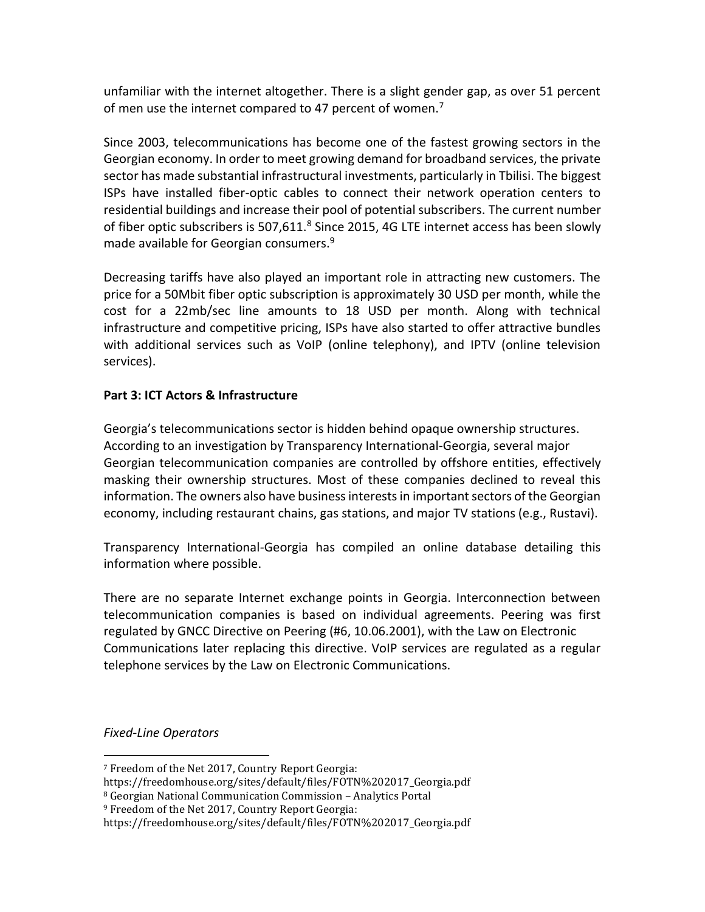unfamiliar with the internet altogether. There is a slight gender gap, as over 51 percent of men use the internet compared to 47 percent of women.[7]

Since 2003, telecommunications has become one of the fastest growing sectors in the Georgian economy. In order to meet growing demand for broadband services, the private sector has made substantial infrastructural investments, particularly in Tbilisi. The biggest ISPs have installed fiber-optic cables to connect their network operation centers to residential buildings and increase their pool of potential subscribers. The current number of fiber optic subscribers is 507,611.[8] Since 2015, 4G LTE internet access has been slowly made available for Georgian consumers.[9]

Decreasing tariffs have also played an important role in attracting new customers. The price for a 50Mbit fiber optic subscription is approximately 30 USD per month, while the cost for a 22mb/sec line amounts to 18 USD per month. Along with technical infrastructure and competitive pricing, ISPs have also started to offer attractive bundles with additional services such as VoIP (online telephony), and IPTV (online television services).

**Part 3: ICT Actors & Infrastructure**

Georgia's telecommunications sector is hidden behind opaque ownership structures. According to an investigation by Transparency International-Georgia, several major Georgian telecommunication companies are controlled by offshore entities, effectively masking their ownership structures. Most of these companies declined to reveal this information. The owners also have business interests in important sectors of the Georgian economy, including restaurant chains, gas stations, and major TV stations (e.g., Rustavi).

Transparency International-Georgia has compiled an online database detailing this information where possible.

There are no separate Internet exchange points in Georgia. Interconnection between telecommunication companies is based on individual agreements. Peering was first regulated by GNCC Directive on Peering (#6, 10.06.2001), with the Law on Electronic Communications later replacing this directive. VoIP services are regulated as a regular telephone services by the Law on Electronic Communications.

*Fixed-Line Operators*

---

[7] Freedom of the Net 2017, Country Report Georgia: https://freedomhouse.org/sites/default/files/FOTN%202017_Georgia.pdf

[8] Georgian National Communication Commission – Analytics Portal

[9] Freedom of the Net 2017, Country Report Georgia: https://freedomhouse.org/sites/default/files/FOTN%202017_Georgia.pdf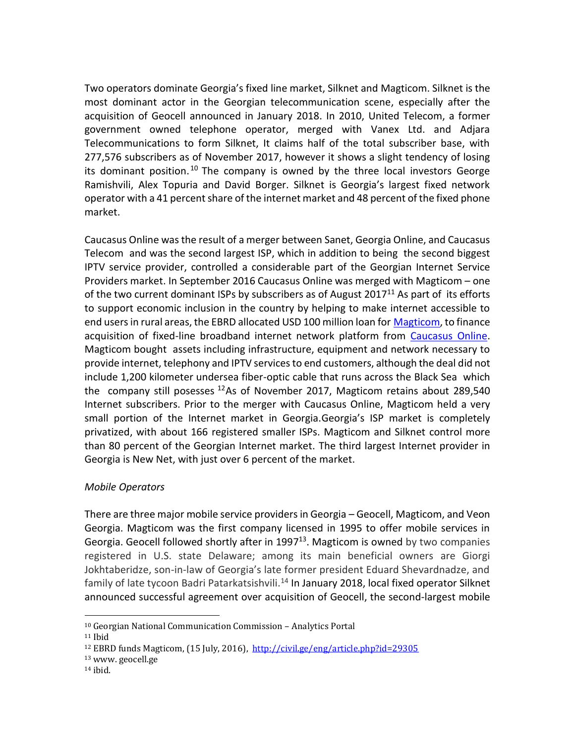Two operators dominate Georgia's fixed line market, Silknet and Magticom. Silknet is the most dominant actor in the Georgian telecommunication scene, especially after the acquisition of Geocell announced in January 2018. In 2010, United Telecom, a former government owned telephone operator, merged with Vanex Ltd. and Adjara Telecommunications to form Silknet, It claims half of the total subscriber base, with 277,576 subscribers as of November 2017, however it shows a slight tendency of losing its dominant position.[10] The company is owned by the three local investors George Ramishvili, Alex Topuria and David Borger. Silknet is Georgia's largest fixed network operator with a 41 percent share of the internet market and 48 percent of the fixed phone market.

Caucasus Online was the result of a merger between Sanet, Georgia Online, and Caucasus Telecom and was the second largest ISP, which in addition to being the second biggest IPTV service provider, controlled a considerable part of the Georgian Internet Service Providers market. In September 2016 Caucasus Online was merged with Magticom – one of the two current dominant ISPs by subscribers as of August 2017[11] As part of its efforts to support economic inclusion in the country by helping to make internet accessible to end users in rural areas, the EBRD allocated USD 100 million loan for Magticom, to finance acquisition of fixed-line broadband internet network platform from Caucasus Online. Magticom bought assets including infrastructure, equipment and network necessary to provide internet, telephony and IPTV services to end customers, although the deal did not include 1,200 kilometer undersea fiber-optic cable that runs across the Black Sea which the company still posesses [12]As of November 2017, Magticom retains about 289,540 Internet subscribers. Prior to the merger with Caucasus Online, Magticom held a very small portion of the Internet market in Georgia.Georgia's ISP market is completely privatized, with about 166 registered smaller ISPs. Magticom and Silknet control more than 80 percent of the Georgian Internet market. The third largest Internet provider in Georgia is New Net, with just over 6 percent of the market.

*Mobile Operators*

There are three major mobile service providers in Georgia – Geocell, Magticom, and Veon Georgia. Magticom was the first company licensed in 1995 to offer mobile services in Georgia. Geocell followed shortly after in 1997[13]. Magticom is owned by two companies registered in U.S. state Delaware; among its main beneficial owners are Giorgi Jokhtaberidze, son-in-law of Georgia's late former president Eduard Shevardnadze, and family of late tycoon Badri Patarkatsishvili.[14] In January 2018, local fixed operator Silknet announced successful agreement over acquisition of Geocell, the second-largest mobile

[10] Georgian National Communication Commission – Analytics Portal

[11] Ibid

[12] EBRD funds Magticom, (15 July, 2016), http://civil.ge/eng/article.php?id=29305

[13] www. geocell.ge

[14] ibid.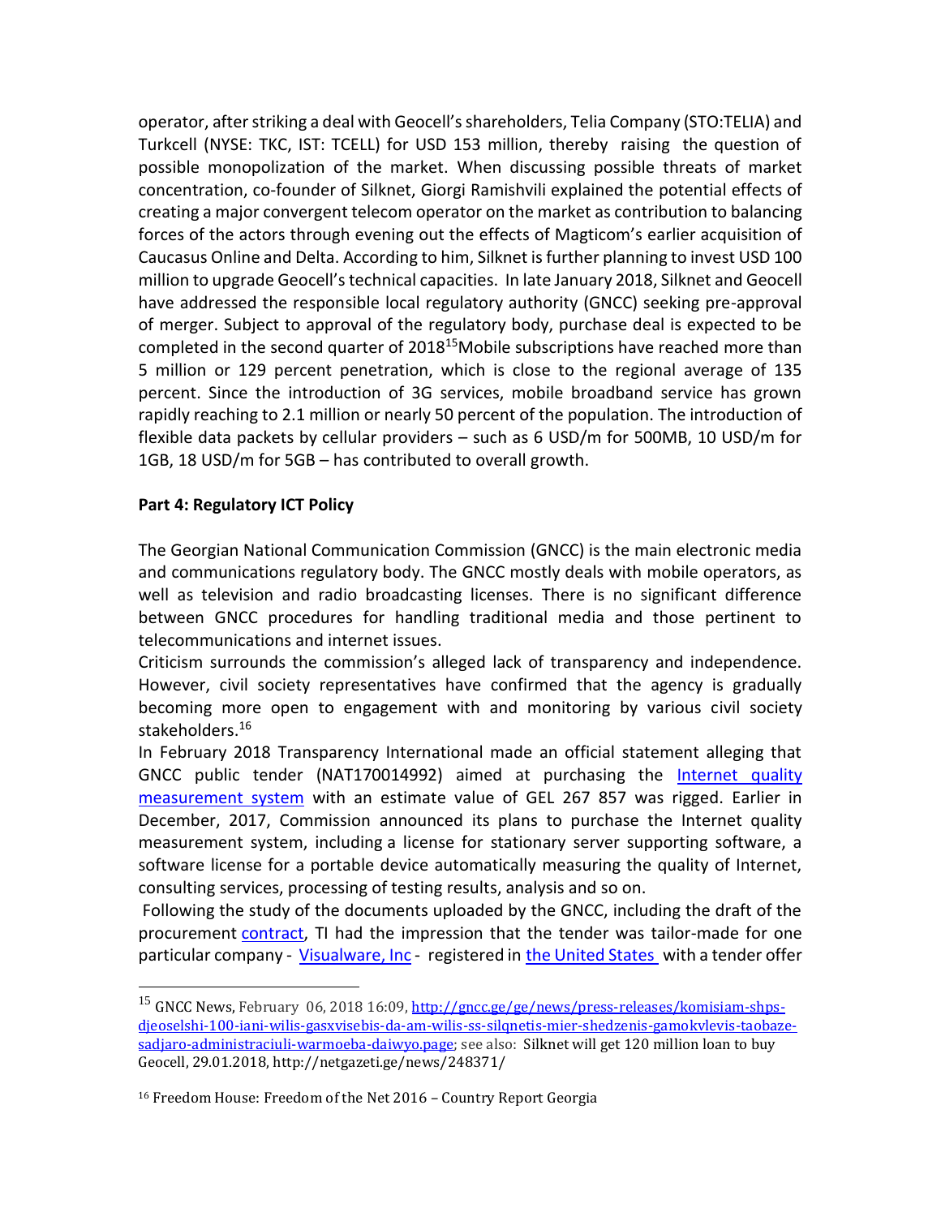operator, after striking a deal with Geocell's shareholders, Telia Company (STO:TELIA) and Turkcell (NYSE: TKC, IST: TCELL) for USD 153 million, thereby raising the question of possible monopolization of the market. When discussing possible threats of market concentration, co-founder of Silknet, Giorgi Ramishvili explained the potential effects of creating a major convergent telecom operator on the market as contribution to balancing forces of the actors through evening out the effects of Magticom's earlier acquisition of Caucasus Online and Delta. According to him, Silknet is further planning to invest USD 100 million to upgrade Geocell's technical capacities. In late January 2018, Silknet and Geocell have addressed the responsible local regulatory authority (GNCC) seeking pre-approval of merger. Subject to approval of the regulatory body, purchase deal is expected to be completed in the second quarter of 2018[15]Mobile subscriptions have reached more than 5 million or 129 percent penetration, which is close to the regional average of 135 percent. Since the introduction of 3G services, mobile broadband service has grown rapidly reaching to 2.1 million or nearly 50 percent of the population. The introduction of flexible data packets by cellular providers – such as 6 USD/m for 500MB, 10 USD/m for 1GB, 18 USD/m for 5GB – has contributed to overall growth.

**Part 4: Regulatory ICT Policy**

The Georgian National Communication Commission (GNCC) is the main electronic media and communications regulatory body. The GNCC mostly deals with mobile operators, as well as television and radio broadcasting licenses. There is no significant difference between GNCC procedures for handling traditional media and those pertinent to telecommunications and internet issues.

Criticism surrounds the commission's alleged lack of transparency and independence. However, civil society representatives have confirmed that the agency is gradually becoming more open to engagement with and monitoring by various civil society stakeholders.[16]

In February 2018 Transparency International made an official statement alleging that GNCC public tender (NAT170014992) aimed at purchasing the Internet quality measurement system with an estimate value of GEL 267 857 was rigged. Earlier in December, 2017, Commission announced its plans to purchase the Internet quality measurement system, including a license for stationary server supporting software, a software license for a portable device automatically measuring the quality of Internet, consulting services, processing of testing results, analysis and so on.

Following the study of the documents uploaded by the GNCC, including the draft of the procurement contract, TI had the impression that the tender was tailor-made for one particular company - Visualware, Inc - registered in the United States with a tender offer

---

[15] GNCC News, February 06, 2018 16:09, http://gncc.ge/ge/news/press-releases/komisiam-shps-djeoselshi-100-iani-wilis-gasxvisebis-da-am-wilis-ss-silqnetis-mier-shedzenis-gamokvlevis-taobaze-sadjaro-administraciuli-warmoeba-daiwyo.page; see also: Silknet will get 120 million loan to buy Geocell, 29.01.2018, http://netgazeti.ge/news/248371/

[16] Freedom House: Freedom of the Net 2016 – Country Report Georgia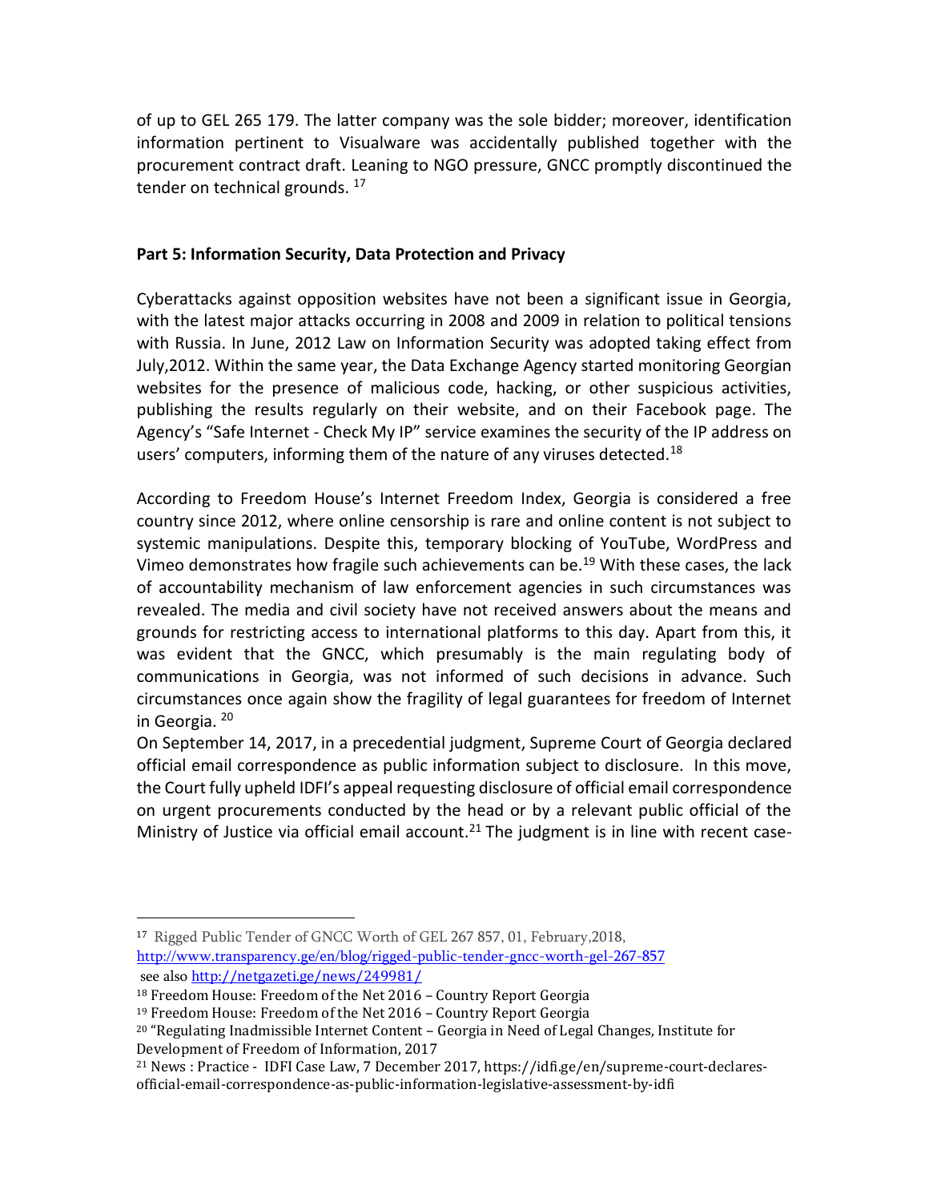of up to GEL 265 179. The latter company was the sole bidder; moreover, identification information pertinent to Visualware was accidentally published together with the procurement contract draft. Leaning to NGO pressure, GNCC promptly discontinued the tender on technical grounds. [17]

**Part 5: Information Security, Data Protection and Privacy**

Cyberattacks against opposition websites have not been a significant issue in Georgia, with the latest major attacks occurring in 2008 and 2009 in relation to political tensions with Russia. In June, 2012 Law on Information Security was adopted taking effect from July,2012. Within the same year, the Data Exchange Agency started monitoring Georgian websites for the presence of malicious code, hacking, or other suspicious activities, publishing the results regularly on their website, and on their Facebook page. The Agency's "Safe Internet - Check My IP" service examines the security of the IP address on users' computers, informing them of the nature of any viruses detected.[18]

According to Freedom House's Internet Freedom Index, Georgia is considered a free country since 2012, where online censorship is rare and online content is not subject to systemic manipulations. Despite this, temporary blocking of YouTube, WordPress and Vimeo demonstrates how fragile such achievements can be.[19] With these cases, the lack of accountability mechanism of law enforcement agencies in such circumstances was revealed. The media and civil society have not received answers about the means and grounds for restricting access to international platforms to this day. Apart from this, it was evident that the GNCC, which presumably is the main regulating body of communications in Georgia, was not informed of such decisions in advance. Such circumstances once again show the fragility of legal guarantees for freedom of Internet in Georgia. [20]

On September 14, 2017, in a precedential judgment, Supreme Court of Georgia declared official email correspondence as public information subject to disclosure. In this move, the Court fully upheld IDFI's appeal requesting disclosure of official email correspondence on urgent procurements conducted by the head or by a relevant public official of the Ministry of Justice via official email account.[21] The judgment is in line with recent case-

---

[17] Rigged Public Tender of GNCC Worth of GEL 267 857, 01, February,2018, http://www.transparency.ge/en/blog/rigged-public-tender-gncc-worth-gel-267-857 see also http://netgazeti.ge/news/249981/

[18] Freedom House: Freedom of the Net 2016 – Country Report Georgia

[19] Freedom House: Freedom of the Net 2016 – Country Report Georgia

[20] "Regulating Inadmissible Internet Content – Georgia in Need of Legal Changes, Institute for Development of Freedom of Information, 2017

[21] News : Practice - IDFI Case Law, 7 December 2017, https://idfi.ge/en/supreme-court-declares-official-email-correspondence-as-public-information-legislative-assessment-by-idfi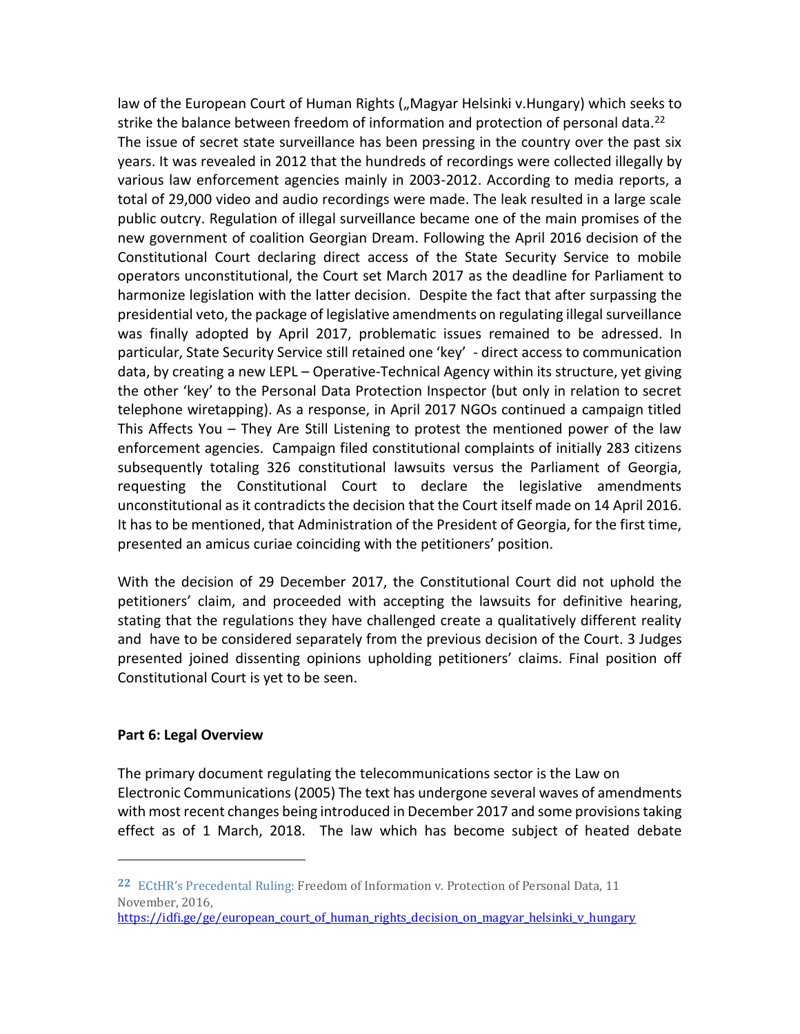law of the European Court of Human Rights („Magyar Helsinki v.Hungary) which seeks to strike the balance between freedom of information and protection of personal data.[22]
The issue of secret state surveillance has been pressing in the country over the past six years. It was revealed in 2012 that the hundreds of recordings were collected illegally by various law enforcement agencies mainly in 2003-2012. According to media reports, a total of 29,000 video and audio recordings were made. The leak resulted in a large scale public outcry. Regulation of illegal surveillance became one of the main promises of the new government of coalition Georgian Dream. Following the April 2016 decision of the Constitutional Court declaring direct access of the State Security Service to mobile operators unconstitutional, the Court set March 2017 as the deadline for Parliament to harmonize legislation with the latter decision. Despite the fact that after surpassing the presidential veto, the package of legislative amendments on regulating illegal surveillance was finally adopted by April 2017, problematic issues remained to be adressed. In particular, State Security Service still retained one 'key' - direct access to communication data, by creating a new LEPL – Operative-Technical Agency within its structure, yet giving the other 'key' to the Personal Data Protection Inspector (but only in relation to secret telephone wiretapping). As a response, in April 2017 NGOs continued a campaign titled This Affects You – They Are Still Listening to protest the mentioned power of the law enforcement agencies. Campaign filed constitutional complaints of initially 283 citizens subsequently totaling 326 constitutional lawsuits versus the Parliament of Georgia, requesting the Constitutional Court to declare the legislative amendments unconstitutional as it contradicts the decision that the Court itself made on 14 April 2016. It has to be mentioned, that Administration of the President of Georgia, for the first time, presented an amicus curiae coinciding with the petitioners' position.

With the decision of 29 December 2017, the Constitutional Court did not uphold the petitioners' claim, and proceeded with accepting the lawsuits for definitive hearing, stating that the regulations they have challenged create a qualitatively different reality and have to be considered separately from the previous decision of the Court. 3 Judges presented joined dissenting opinions upholding petitioners' claims. Final position off Constitutional Court is yet to be seen.

**Part 6: Legal Overview**

The primary document regulating the telecommunications sector is the Law on Electronic Communications (2005) The text has undergone several waves of amendments with most recent changes being introduced in December 2017 and some provisions taking effect as of 1 March, 2018. The law which has become subject of heated debate

---

[22] ECtHR's Precedental Ruling: Freedom of Information v. Protection of Personal Data, 11 November, 2016, https://idfi.ge/ge/european_court_of_human_rights_decision_on_magyar_helsinki_v_hungary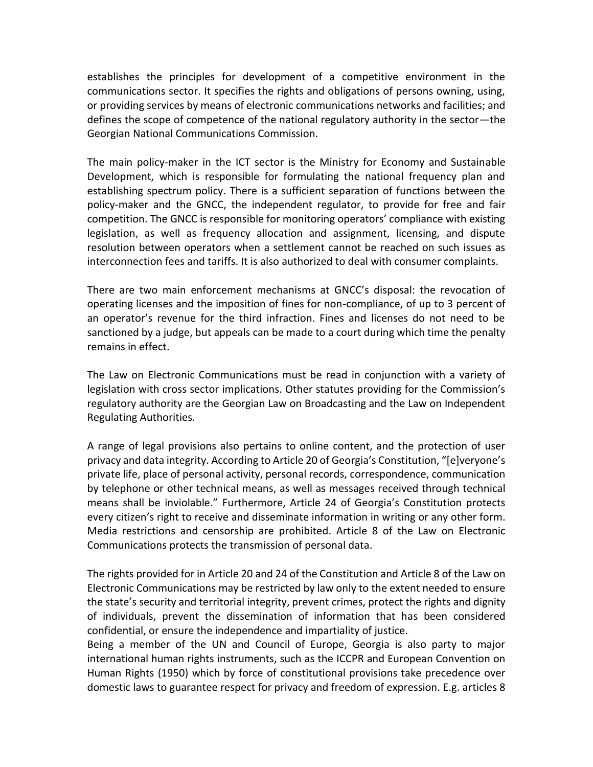establishes the principles for development of a competitive environment in the communications sector. It specifies the rights and obligations of persons owning, using, or providing services by means of electronic communications networks and facilities; and defines the scope of competence of the national regulatory authority in the sector—the Georgian National Communications Commission.

The main policy-maker in the ICT sector is the Ministry for Economy and Sustainable Development, which is responsible for formulating the national frequency plan and establishing spectrum policy. There is a sufficient separation of functions between the policy-maker and the GNCC, the independent regulator, to provide for free and fair competition. The GNCC is responsible for monitoring operators' compliance with existing legislation, as well as frequency allocation and assignment, licensing, and dispute resolution between operators when a settlement cannot be reached on such issues as interconnection fees and tariffs. It is also authorized to deal with consumer complaints.

There are two main enforcement mechanisms at GNCC's disposal: the revocation of operating licenses and the imposition of fines for non-compliance, of up to 3 percent of an operator's revenue for the third infraction. Fines and licenses do not need to be sanctioned by a judge, but appeals can be made to a court during which time the penalty remains in effect.

The Law on Electronic Communications must be read in conjunction with a variety of legislation with cross sector implications. Other statutes providing for the Commission's regulatory authority are the Georgian Law on Broadcasting and the Law on Independent Regulating Authorities.

A range of legal provisions also pertains to online content, and the protection of user privacy and data integrity. According to Article 20 of Georgia's Constitution, "[e]veryone's private life, place of personal activity, personal records, correspondence, communication by telephone or other technical means, as well as messages received through technical means shall be inviolable." Furthermore, Article 24 of Georgia's Constitution protects every citizen's right to receive and disseminate information in writing or any other form. Media restrictions and censorship are prohibited. Article 8 of the Law on Electronic Communications protects the transmission of personal data.

The rights provided for in Article 20 and 24 of the Constitution and Article 8 of the Law on Electronic Communications may be restricted by law only to the extent needed to ensure the state's security and territorial integrity, prevent crimes, protect the rights and dignity of individuals, prevent the dissemination of information that has been considered confidential, or ensure the independence and impartiality of justice.
Being a member of the UN and Council of Europe, Georgia is also party to major international human rights instruments, such as the ICCPR and European Convention on Human Rights (1950) which by force of constitutional provisions take precedence over domestic laws to guarantee respect for privacy and freedom of expression. E.g. articles 8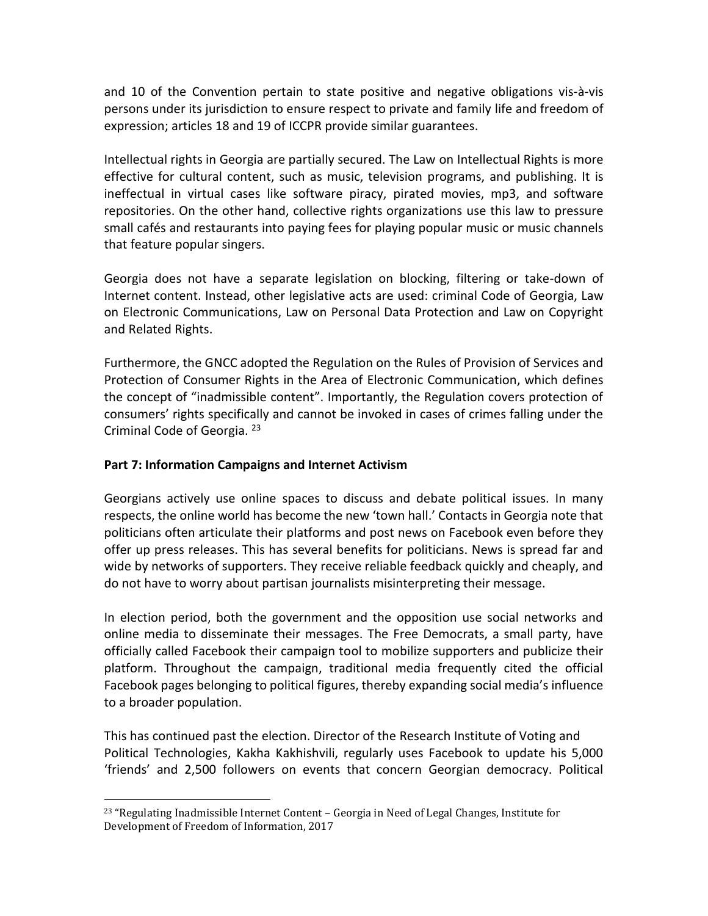and 10 of the Convention pertain to state positive and negative obligations vis-à-vis persons under its jurisdiction to ensure respect to private and family life and freedom of expression; articles 18 and 19 of ICCPR provide similar guarantees.

Intellectual rights in Georgia are partially secured. The Law on Intellectual Rights is more effective for cultural content, such as music, television programs, and publishing. It is ineffectual in virtual cases like software piracy, pirated movies, mp3, and software repositories. On the other hand, collective rights organizations use this law to pressure small cafés and restaurants into paying fees for playing popular music or music channels that feature popular singers.

Georgia does not have a separate legislation on blocking, filtering or take-down of Internet content. Instead, other legislative acts are used: criminal Code of Georgia, Law on Electronic Communications, Law on Personal Data Protection and Law on Copyright and Related Rights.

Furthermore, the GNCC adopted the Regulation on the Rules of Provision of Services and Protection of Consumer Rights in the Area of Electronic Communication, which defines the concept of "inadmissible content". Importantly, the Regulation covers protection of consumers' rights specifically and cannot be invoked in cases of crimes falling under the Criminal Code of Georgia. [23]

**Part 7: Information Campaigns and Internet Activism**

Georgians actively use online spaces to discuss and debate political issues. In many respects, the online world has become the new 'town hall.' Contacts in Georgia note that politicians often articulate their platforms and post news on Facebook even before they offer up press releases. This has several benefits for politicians. News is spread far and wide by networks of supporters. They receive reliable feedback quickly and cheaply, and do not have to worry about partisan journalists misinterpreting their message.

In election period, both the government and the opposition use social networks and online media to disseminate their messages. The Free Democrats, a small party, have officially called Facebook their campaign tool to mobilize supporters and publicize their platform. Throughout the campaign, traditional media frequently cited the official Facebook pages belonging to political figures, thereby expanding social media's influence to a broader population.

This has continued past the election. Director of the Research Institute of Voting and Political Technologies, Kakha Kakhishvili, regularly uses Facebook to update his 5,000 'friends' and 2,500 followers on events that concern Georgian democracy. Political

[23] "Regulating Inadmissible Internet Content – Georgia in Need of Legal Changes, Institute for Development of Freedom of Information, 2017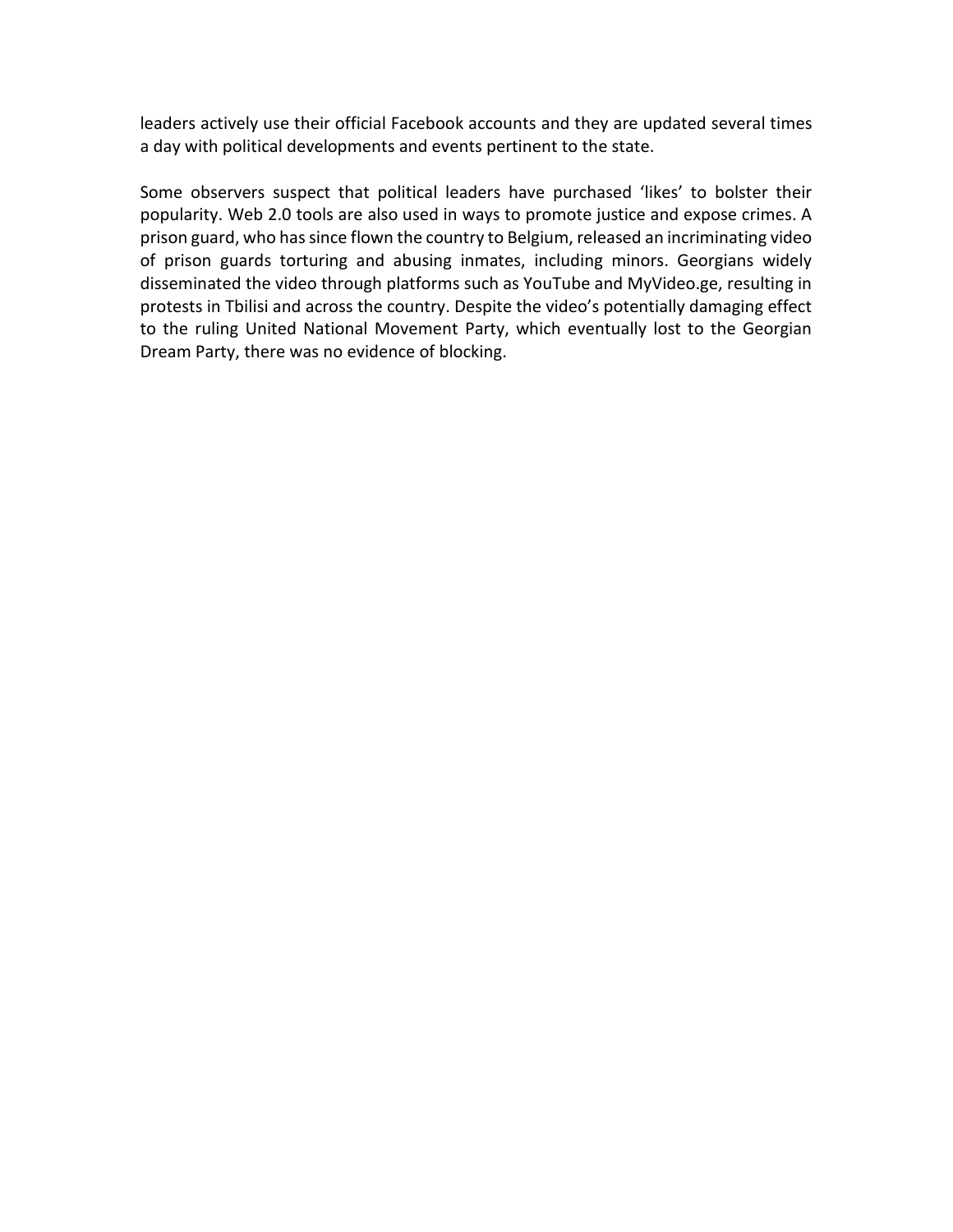leaders actively use their official Facebook accounts and they are updated several times a day with political developments and events pertinent to the state.

Some observers suspect that political leaders have purchased 'likes' to bolster their popularity. Web 2.0 tools are also used in ways to promote justice and expose crimes. A prison guard, who has since flown the country to Belgium, released an incriminating video of prison guards torturing and abusing inmates, including minors. Georgians widely disseminated the video through platforms such as YouTube and MyVideo.ge, resulting in protests in Tbilisi and across the country. Despite the video's potentially damaging effect to the ruling United National Movement Party, which eventually lost to the Georgian Dream Party, there was no evidence of blocking.